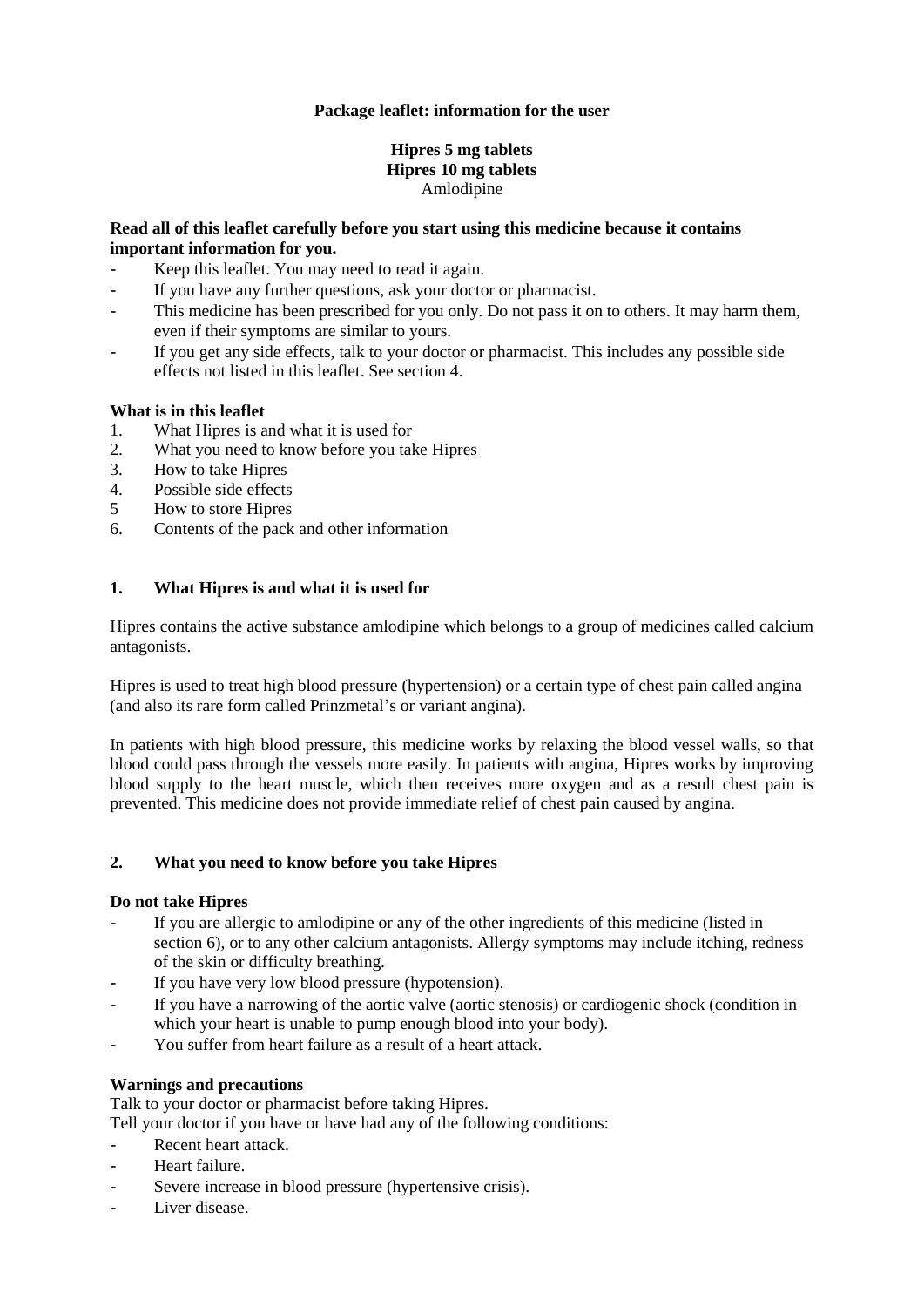**Package leaflet: information for the user**

**Hipres 5 mg tablets**
**Hipres 10 mg tablets**
Amlodipine

**Read all of this leaflet carefully before you start using this medicine because it contains important information for you.**

- Keep this leaflet. You may need to read it again.
- If you have any further questions, ask your doctor or pharmacist.
- This medicine has been prescribed for you only. Do not pass it on to others. It may harm them, even if their symptoms are similar to yours.
- If you get any side effects, talk to your doctor or pharmacist. This includes any possible side effects not listed in this leaflet. See section 4.

**What is in this leaflet**

1. What Hipres is and what it is used for
2. What you need to know before you take Hipres
3. How to take Hipres
4. Possible side effects
5 How to store Hipres
6. Contents of the pack and other information

## 1. What Hipres is and what it is used for

Hipres contains the active substance amlodipine which belongs to a group of medicines called calcium antagonists.

Hipres is used to treat high blood pressure (hypertension) or a certain type of chest pain called angina (and also its rare form called Prinzmetal's or variant angina).

In patients with high blood pressure, this medicine works by relaxing the blood vessel walls, so that blood could pass through the vessels more easily. In patients with angina, Hipres works by improving blood supply to the heart muscle, which then receives more oxygen and as a result chest pain is prevented. This medicine does not provide immediate relief of chest pain caused by angina.

## 2. What you need to know before you take Hipres

**Do not take Hipres**

- If you are allergic to amlodipine or any of the other ingredients of this medicine (listed in section 6), or to any other calcium antagonists. Allergy symptoms may include itching, redness of the skin or difficulty breathing.
- If you have very low blood pressure (hypotension).
- If you have a narrowing of the aortic valve (aortic stenosis) or cardiogenic shock (condition in which your heart is unable to pump enough blood into your body).
- You suffer from heart failure as a result of a heart attack.

**Warnings and precautions**

Talk to your doctor or pharmacist before taking Hipres.

Tell your doctor if you have or have had any of the following conditions:

- Recent heart attack.
- Heart failure.
- Severe increase in blood pressure (hypertensive crisis).
- Liver disease.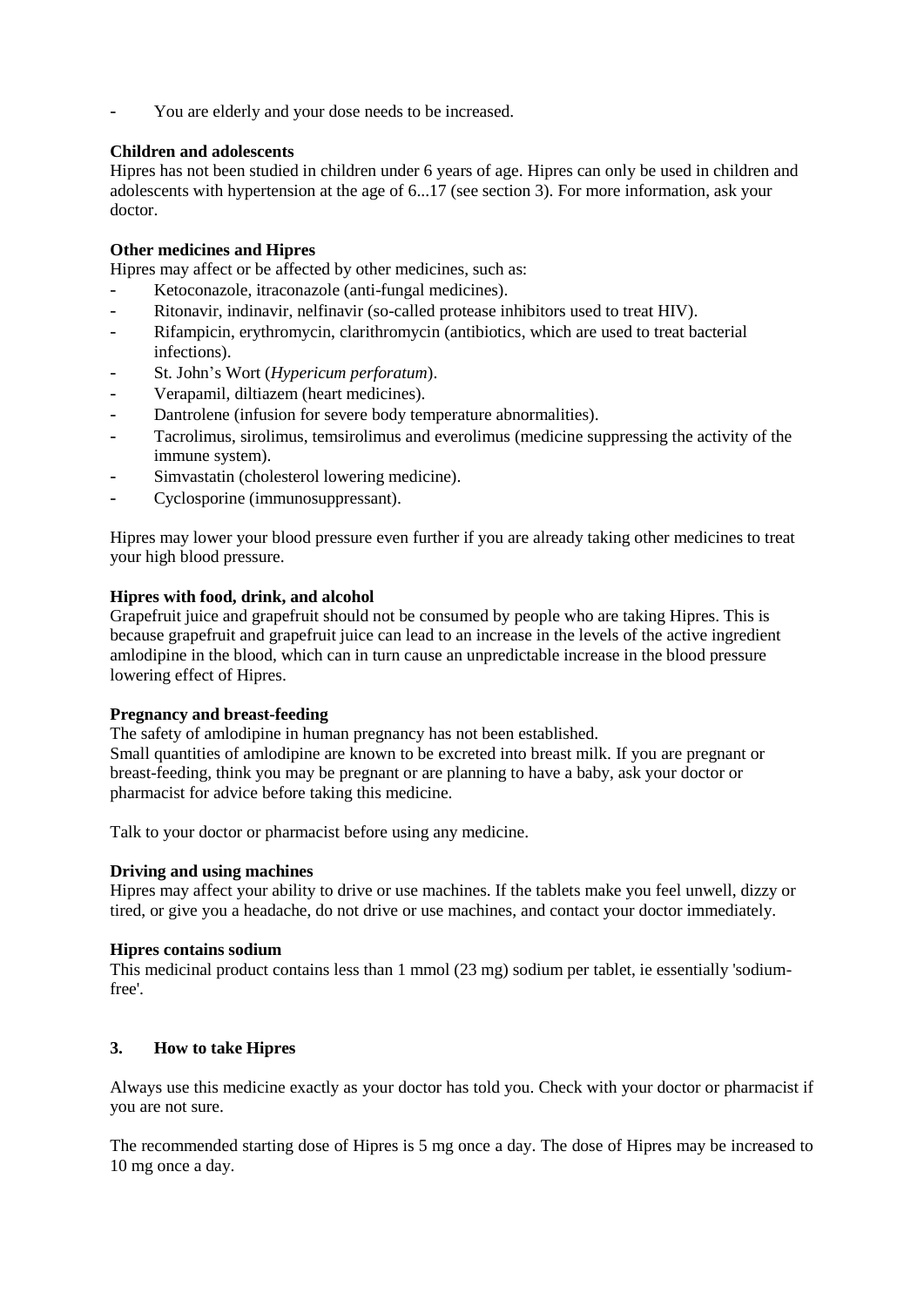- You are elderly and your dose needs to be increased.

**Children and adolescents**
Hipres has not been studied in children under 6 years of age. Hipres can only be used in children and adolescents with hypertension at the age of 6...17 (see section 3). For more information, ask your doctor.

**Other medicines and Hipres**
Hipres may affect or be affected by other medicines, such as:
- Ketoconazole, itraconazole (anti-fungal medicines).
- Ritonavir, indinavir, nelfinavir (so-called protease inhibitors used to treat HIV).
- Rifampicin, erythromycin, clarithromycin (antibiotics, which are used to treat bacterial infections).
- St. John's Wort (*Hypericum perforatum*).
- Verapamil, diltiazem (heart medicines).
- Dantrolene (infusion for severe body temperature abnormalities).
- Tacrolimus, sirolimus, temsirolimus and everolimus (medicine suppressing the activity of the immune system).
- Simvastatin (cholesterol lowering medicine).
- Cyclosporine (immunosuppressant).

Hipres may lower your blood pressure even further if you are already taking other medicines to treat your high blood pressure.

**Hipres with food, drink, and alcohol**
Grapefruit juice and grapefruit should not be consumed by people who are taking Hipres. This is because grapefruit and grapefruit juice can lead to an increase in the levels of the active ingredient amlodipine in the blood, which can in turn cause an unpredictable increase in the blood pressure lowering effect of Hipres.

**Pregnancy and breast-feeding**
The safety of amlodipine in human pregnancy has not been established.
Small quantities of amlodipine are known to be excreted into breast milk. If you are pregnant or breast-feeding, think you may be pregnant or are planning to have a baby, ask your doctor or pharmacist for advice before taking this medicine.

Talk to your doctor or pharmacist before using any medicine.

**Driving and using machines**
Hipres may affect your ability to drive or use machines. If the tablets make you feel unwell, dizzy or tired, or give you a headache, do not drive or use machines, and contact your doctor immediately.

**Hipres contains sodium**
This medicinal product contains less than 1 mmol (23 mg) sodium per tablet, ie essentially 'sodium-free'.

## 3. How to take Hipres

Always use this medicine exactly as your doctor has told you. Check with your doctor or pharmacist if you are not sure.

The recommended starting dose of Hipres is 5 mg once a day. The dose of Hipres may be increased to 10 mg once a day.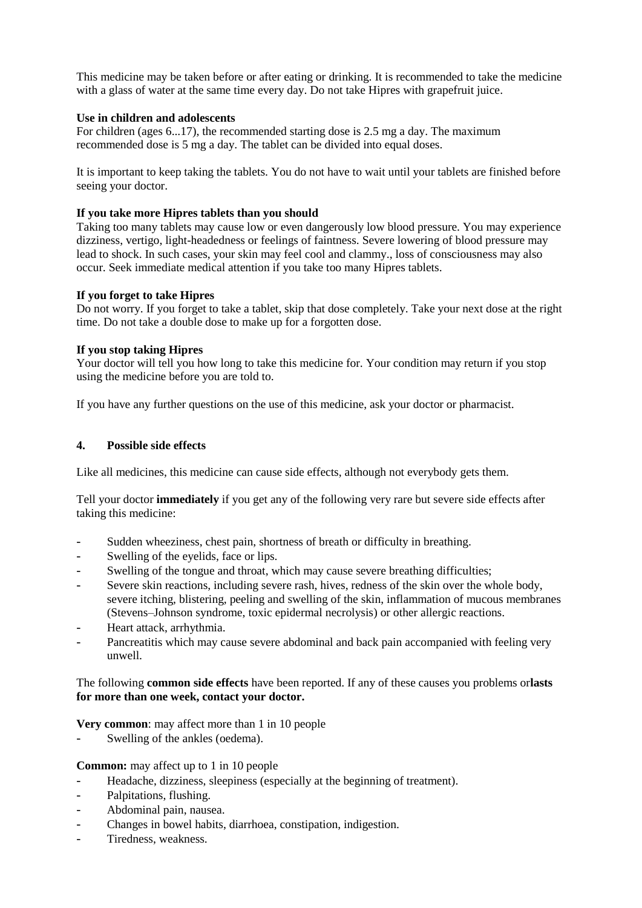This medicine may be taken before or after eating or drinking. It is recommended to take the medicine with a glass of water at the same time every day. Do not take Hipres with grapefruit juice.

**Use in children and adolescents**
For children (ages 6...17), the recommended starting dose is 2.5 mg a day. The maximum recommended dose is 5 mg a day. The tablet can be divided into equal doses.

It is important to keep taking the tablets. You do not have to wait until your tablets are finished before seeing your doctor.

**If you take more Hipres tablets than you should**
Taking too many tablets may cause low or even dangerously low blood pressure. You may experience dizziness, vertigo, light-headedness or feelings of faintness. Severe lowering of blood pressure may lead to shock. In such cases, your skin may feel cool and clammy., loss of consciousness may also occur. Seek immediate medical attention if you take too many Hipres tablets.

**If you forget to take Hipres**
Do not worry. If you forget to take a tablet, skip that dose completely. Take your next dose at the right time. Do not take a double dose to make up for a forgotten dose.

**If you stop taking Hipres**
Your doctor will tell you how long to take this medicine for. Your condition may return if you stop using the medicine before you are told to.

If you have any further questions on the use of this medicine, ask your doctor or pharmacist.

## 4. Possible side effects

Like all medicines, this medicine can cause side effects, although not everybody gets them.

Tell your doctor **immediately** if you get any of the following very rare but severe side effects after taking this medicine:

- Sudden wheeziness, chest pain, shortness of breath or difficulty in breathing.
- Swelling of the eyelids, face or lips.
- Swelling of the tongue and throat, which may cause severe breathing difficulties;
- Severe skin reactions, including severe rash, hives, redness of the skin over the whole body, severe itching, blistering, peeling and swelling of the skin, inflammation of mucous membranes (Stevens–Johnson syndrome, toxic epidermal necrolysis) or other allergic reactions.
- Heart attack, arrhythmia.
- Pancreatitis which may cause severe abdominal and back pain accompanied with feeling very unwell.

The following **common side effects** have been reported. If any of these causes you problems or**lasts for more than one week, contact your doctor.**

**Very common**: may affect more than 1 in 10 people
- Swelling of the ankles (oedema).

**Common:** may affect up to 1 in 10 people
- Headache, dizziness, sleepiness (especially at the beginning of treatment).
- Palpitations, flushing.
- Abdominal pain, nausea.
- Changes in bowel habits, diarrhoea, constipation, indigestion.
- Tiredness, weakness.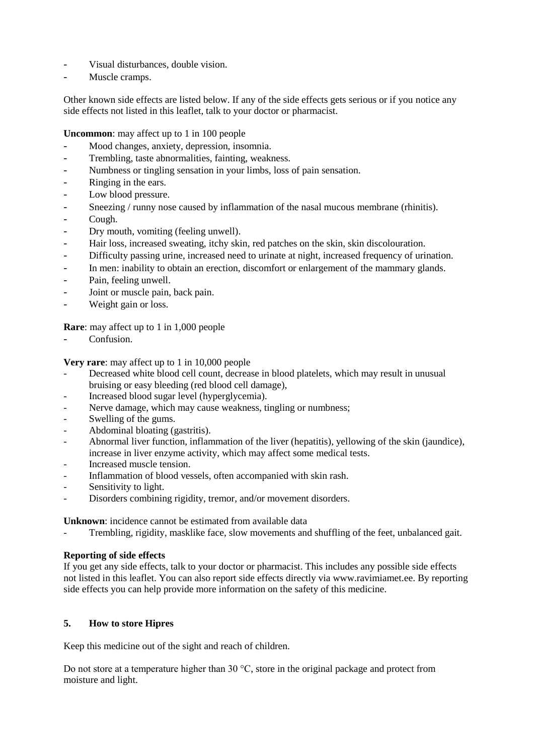- Visual disturbances, double vision.
- Muscle cramps.

Other known side effects are listed below. If any of the side effects gets serious or if you notice any side effects not listed in this leaflet, talk to your doctor or pharmacist.

**Uncommon**: may affect up to 1 in 100 people

- Mood changes, anxiety, depression, insomnia.
- Trembling, taste abnormalities, fainting, weakness.
- Numbness or tingling sensation in your limbs, loss of pain sensation.
- Ringing in the ears.
- Low blood pressure.
- Sneezing / runny nose caused by inflammation of the nasal mucous membrane (rhinitis).
- Cough.
- Dry mouth, vomiting (feeling unwell).
- Hair loss, increased sweating, itchy skin, red patches on the skin, skin discolouration.
- Difficulty passing urine, increased need to urinate at night, increased frequency of urination.
- In men: inability to obtain an erection, discomfort or enlargement of the mammary glands.
- Pain, feeling unwell.
- Joint or muscle pain, back pain.
- Weight gain or loss.

**Rare**: may affect up to 1 in 1,000 people

- Confusion.

**Very rare**: may affect up to 1 in 10,000 people

- Decreased white blood cell count, decrease in blood platelets, which may result in unusual bruising or easy bleeding (red blood cell damage),
- Increased blood sugar level (hyperglycemia).
- Nerve damage, which may cause weakness, tingling or numbness;
- Swelling of the gums.
- Abdominal bloating (gastritis).
- Abnormal liver function, inflammation of the liver (hepatitis), yellowing of the skin (jaundice), increase in liver enzyme activity, which may affect some medical tests.
- Increased muscle tension.
- Inflammation of blood vessels, often accompanied with skin rash.
- Sensitivity to light.
- Disorders combining rigidity, tremor, and/or movement disorders.

**Unknown**: incidence cannot be estimated from available data

- Trembling, rigidity, masklike face, slow movements and shuffling of the feet, unbalanced gait.

**Reporting of side effects**

If you get any side effects, talk to your doctor or pharmacist. This includes any possible side effects not listed in this leaflet. You can also report side effects directly via www.ravimiamet.ee. By reporting side effects you can help provide more information on the safety of this medicine.

## 5. How to store Hipres

Keep this medicine out of the sight and reach of children.

Do not store at a temperature higher than 30 °C, store in the original package and protect from moisture and light.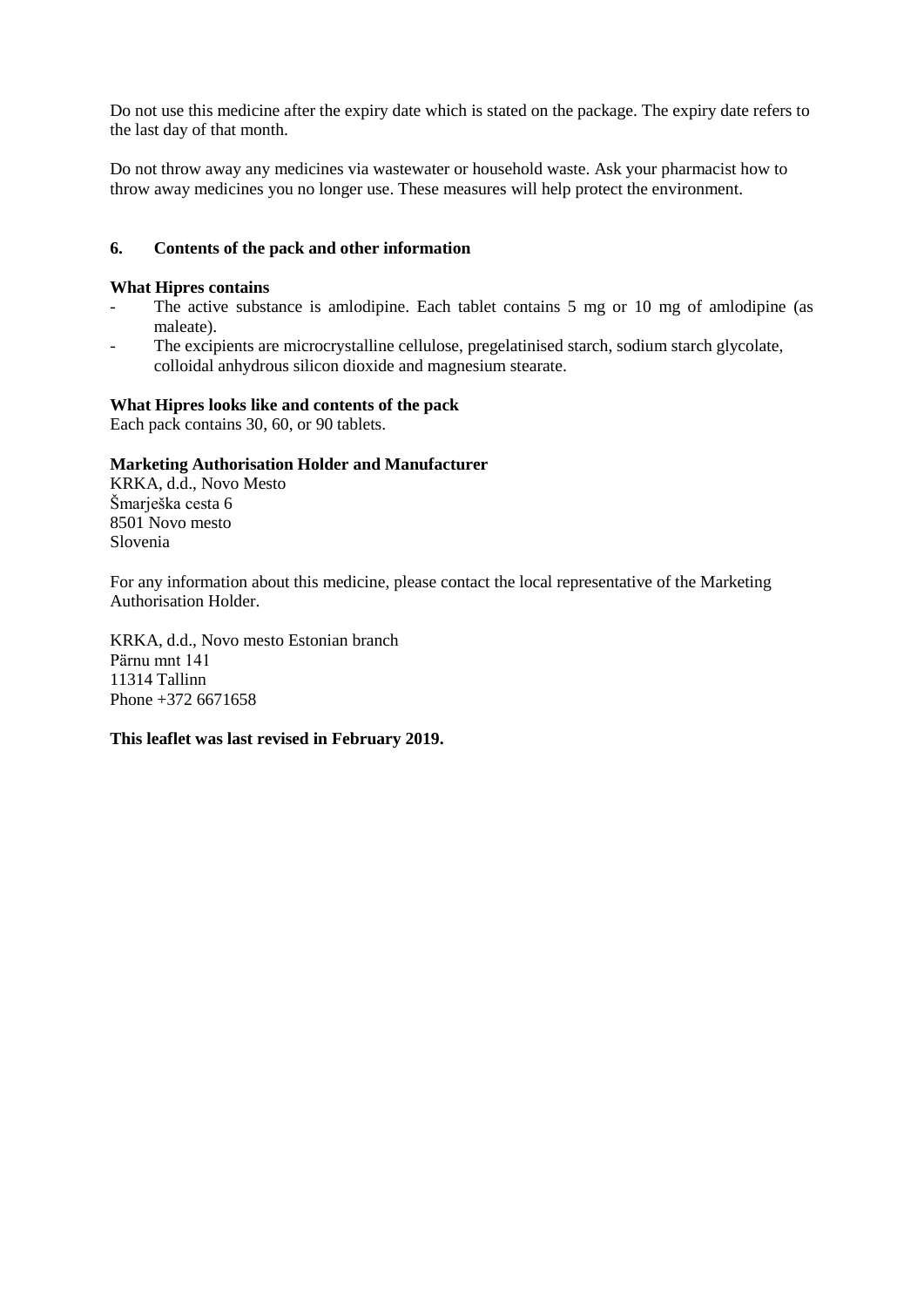Do not use this medicine after the expiry date which is stated on the package. The expiry date refers to the last day of that month.

Do not throw away any medicines via wastewater or household waste. Ask your pharmacist how to throw away medicines you no longer use. These measures will help protect the environment.

## 6. Contents of the pack and other information

**What Hipres contains**

- The active substance is amlodipine. Each tablet contains 5 mg or 10 mg of amlodipine (as maleate).
- The excipients are microcrystalline cellulose, pregelatinised starch, sodium starch glycolate, colloidal anhydrous silicon dioxide and magnesium stearate.

**What Hipres looks like and contents of the pack**

Each pack contains 30, 60, or 90 tablets.

**Marketing Authorisation Holder and Manufacturer**

KRKA, d.d., Novo Mesto
Šmarješka cesta 6
8501 Novo mesto
Slovenia

For any information about this medicine, please contact the local representative of the Marketing Authorisation Holder.

KRKA, d.d., Novo mesto Estonian branch
Pärnu mnt 141
11314 Tallinn
Phone +372 6671658

**This leaflet was last revised in February 2019.**